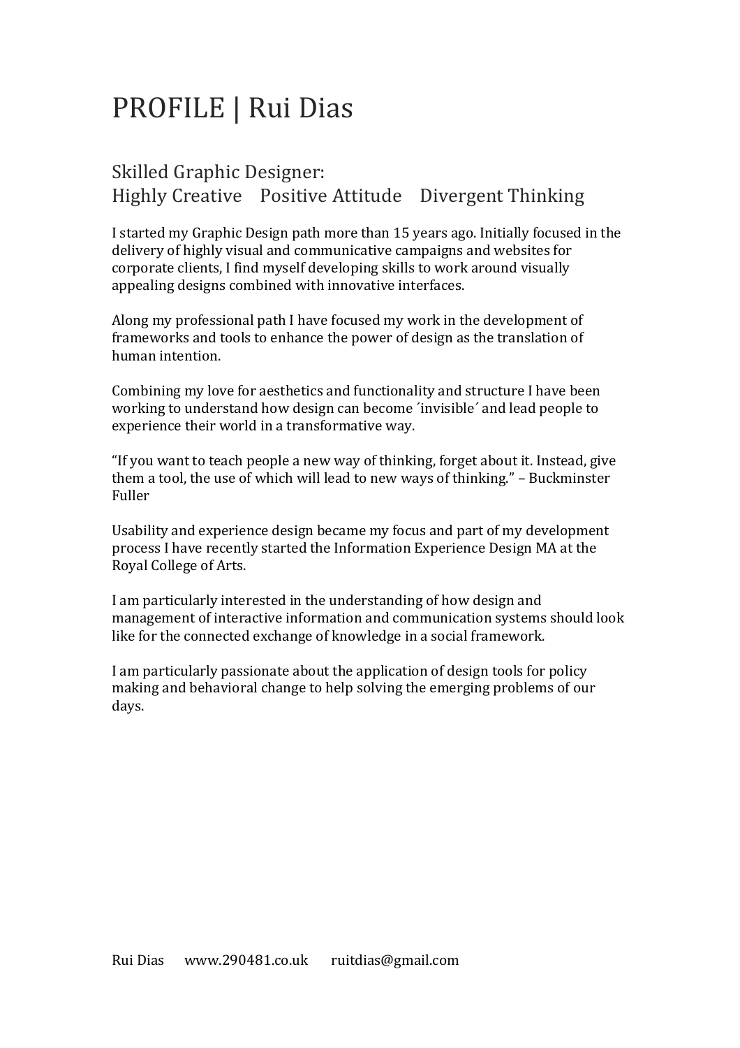# PROFILE | Rui Dias

## Skilled Graphic Designer:
## Highly Creative    Positive Attitude    Divergent Thinking

I started my Graphic Design path more than 15 years ago. Initially focused in the delivery of highly visual and communicative campaigns and websites for corporate clients, I find myself developing skills to work around visually appealing designs combined with innovative interfaces.

Along my professional path I have focused my work in the development of frameworks and tools to enhance the power of design as the translation of human intention.

Combining my love for aesthetics and functionality and structure I have been working to understand how design can become ´invisible´ and lead people to experience their world in a transformative way.

“If you want to teach people a new way of thinking, forget about it. Instead, give them a tool, the use of which will lead to new ways of thinking.” – Buckminster Fuller

Usability and experience design became my focus and part of my development process I have recently started the Information Experience Design MA at the Royal College of Arts.

I am particularly interested in the understanding of how design and management of interactive information and communication systems should look like for the connected exchange of knowledge in a social framework.

I am particularly passionate about the application of design tools for policy making and behavioral change to help solving the emerging problems of our days.

Rui Dias    www.290481.co.uk    ruitdias@gmail.com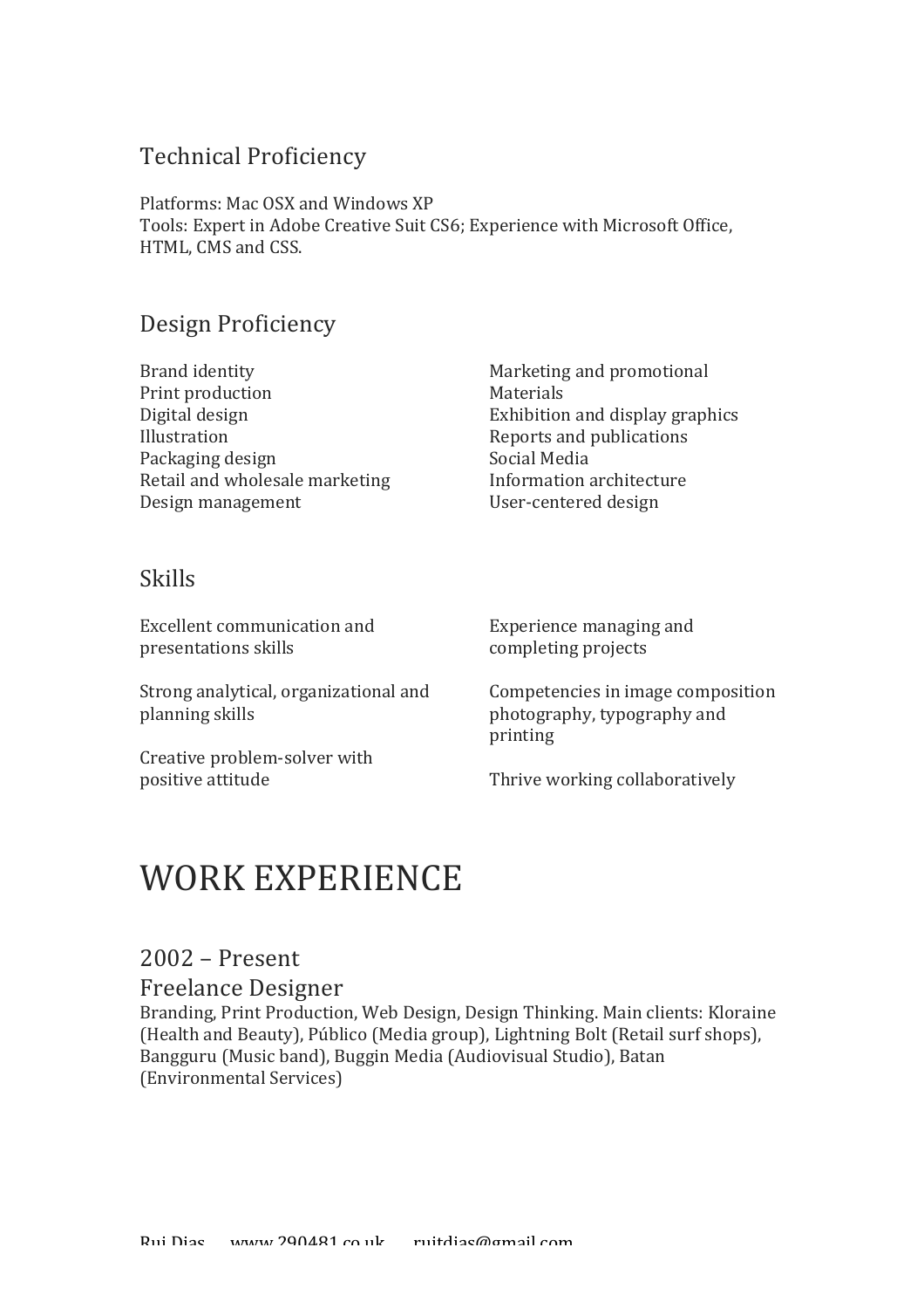## Technical Proficiency

Platforms: Mac OSX and Windows XP
Tools: Expert in Adobe Creative Suit CS6; Experience with Microsoft Office, HTML, CMS and CSS.

## Design Proficiency

Brand identity
Print production
Digital design
Illustration
Packaging design
Retail and wholesale marketing
Design management
Marketing and promotional Materials
Exhibition and display graphics
Reports and publications
Social Media
Information architecture
User-centered design

## Skills

Excellent communication and presentations skills

Strong analytical, organizational and planning skills

Creative problem-solver with positive attitude

Experience managing and completing projects

Competencies in image composition photography, typography and printing

Thrive working collaboratively

# WORK EXPERIENCE

## 2002 – Present

## Freelance Designer

Branding, Print Production, Web Design, Design Thinking. Main clients: Kloraine (Health and Beauty), Público (Media group), Lightning Bolt (Retail surf shops), Bangguru (Music band), Buggin Media (Audiovisual Studio), Batan (Environmental Services)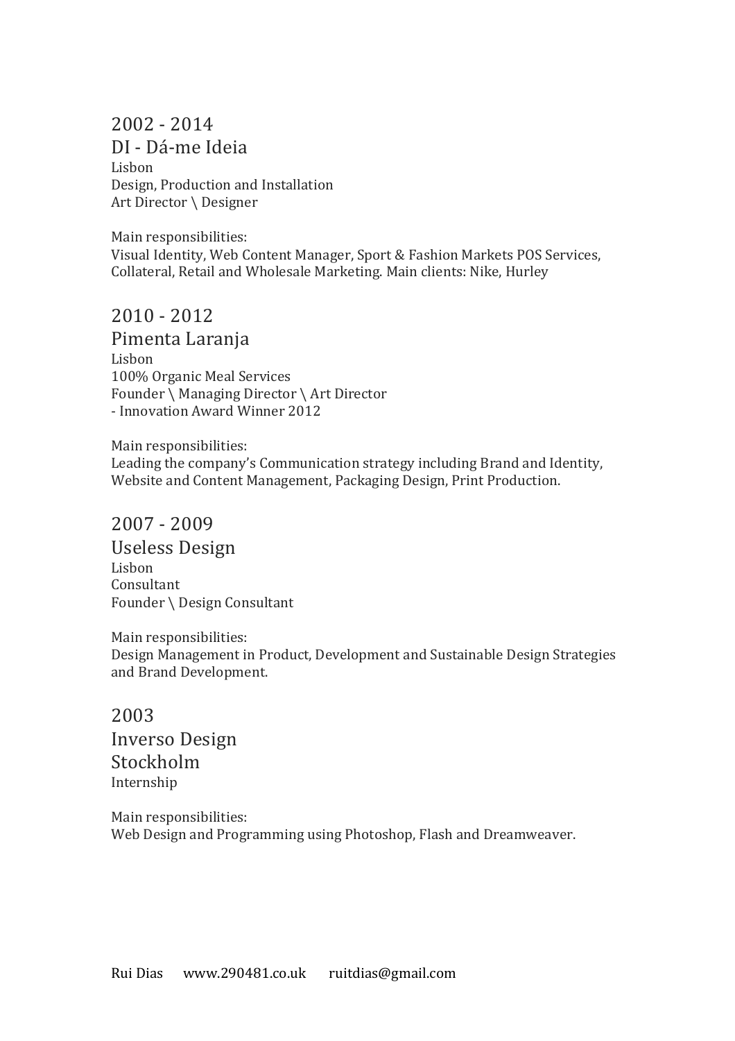## 2002 - 2014

### DI - Dá-me Ideia

Lisbon
Design, Production and Installation
Art Director \ Designer

Main responsibilities:
Visual Identity, Web Content Manager, Sport & Fashion Markets POS Services, Collateral, Retail and Wholesale Marketing. Main clients: Nike, Hurley

## 2010 - 2012

### Pimenta Laranja

Lisbon
100% Organic Meal Services
Founder \ Managing Director \ Art Director
- Innovation Award Winner 2012

Main responsibilities:
Leading the company's Communication strategy including Brand and Identity, Website and Content Management, Packaging Design, Print Production.

## 2007 - 2009

### Useless Design

Lisbon
Consultant
Founder \ Design Consultant

Main responsibilities:
Design Management in Product, Development and Sustainable Design Strategies and Brand Development.

## 2003

### Inverso Design

### Stockholm

Internship

Main responsibilities:
Web Design and Programming using Photoshop, Flash and Dreamweaver.

Rui Dias www.290481.co.uk ruitdias@gmail.com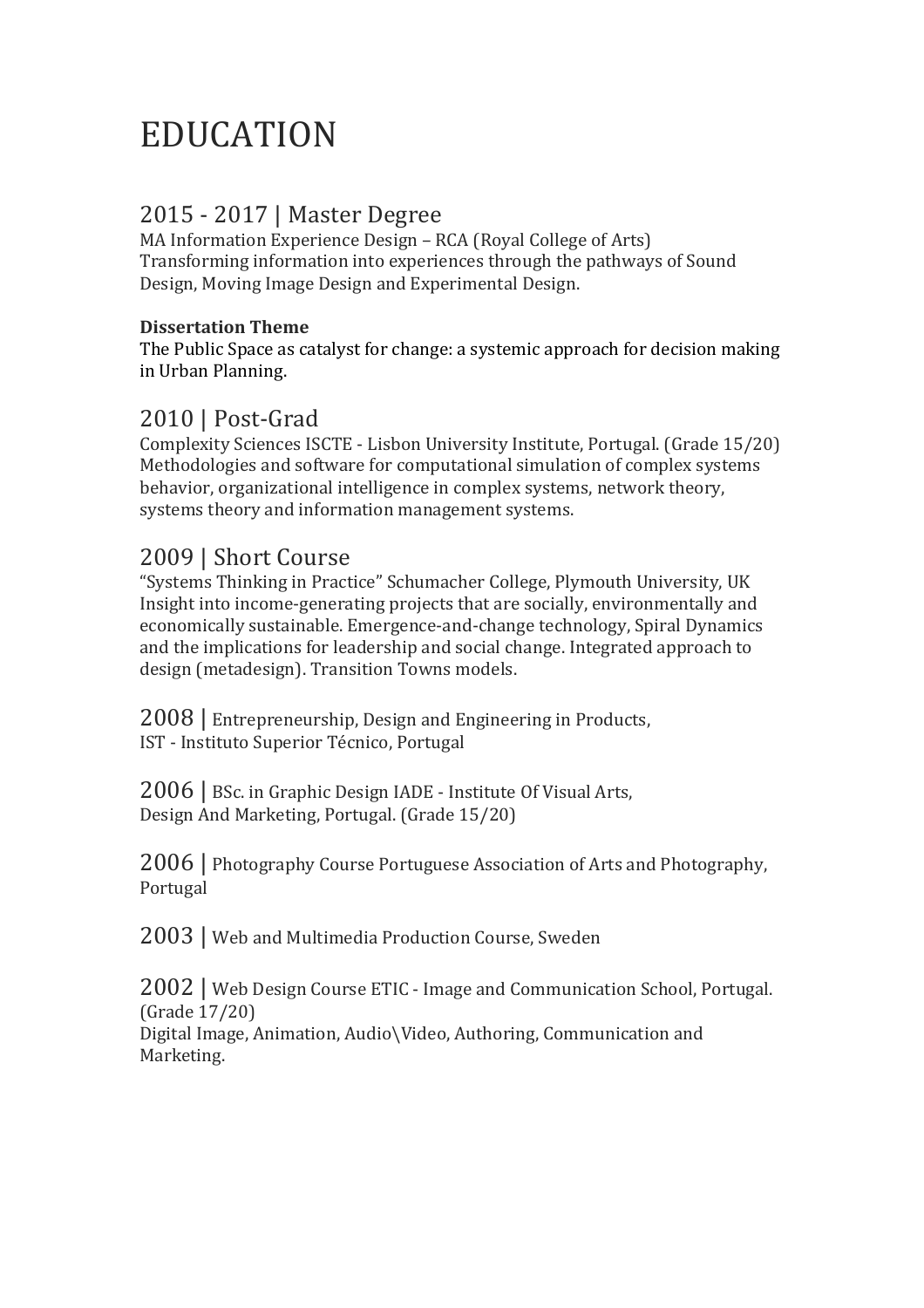# EDUCATION

## 2015 - 2017 | Master Degree

MA Information Experience Design – RCA (Royal College of Arts)
Transforming information into experiences through the pathways of Sound Design, Moving Image Design and Experimental Design.

**Dissertation Theme**
The Public Space as catalyst for change: a systemic approach for decision making in Urban Planning.

## 2010 | Post-Grad

Complexity Sciences ISCTE - Lisbon University Institute, Portugal. (Grade 15/20)
Methodologies and software for computational simulation of complex systems behavior, organizational intelligence in complex systems, network theory, systems theory and information management systems.

## 2009 | Short Course

"Systems Thinking in Practice" Schumacher College, Plymouth University, UK
Insight into income-generating projects that are socially, environmentally and economically sustainable. Emergence-and-change technology, Spiral Dynamics and the implications for leadership and social change. Integrated approach to design (metadesign). Transition Towns models.

2008 | Entrepreneurship, Design and Engineering in Products,
IST - Instituto Superior Técnico, Portugal

2006 | BSc. in Graphic Design IADE - Institute Of Visual Arts,
Design And Marketing, Portugal. (Grade 15/20)

2006 | Photography Course Portuguese Association of Arts and Photography, Portugal

2003 | Web and Multimedia Production Course, Sweden

2002 | Web Design Course ETIC - Image and Communication School, Portugal. (Grade 17/20)
Digital Image, Animation, Audio\Video, Authoring, Communication and Marketing.